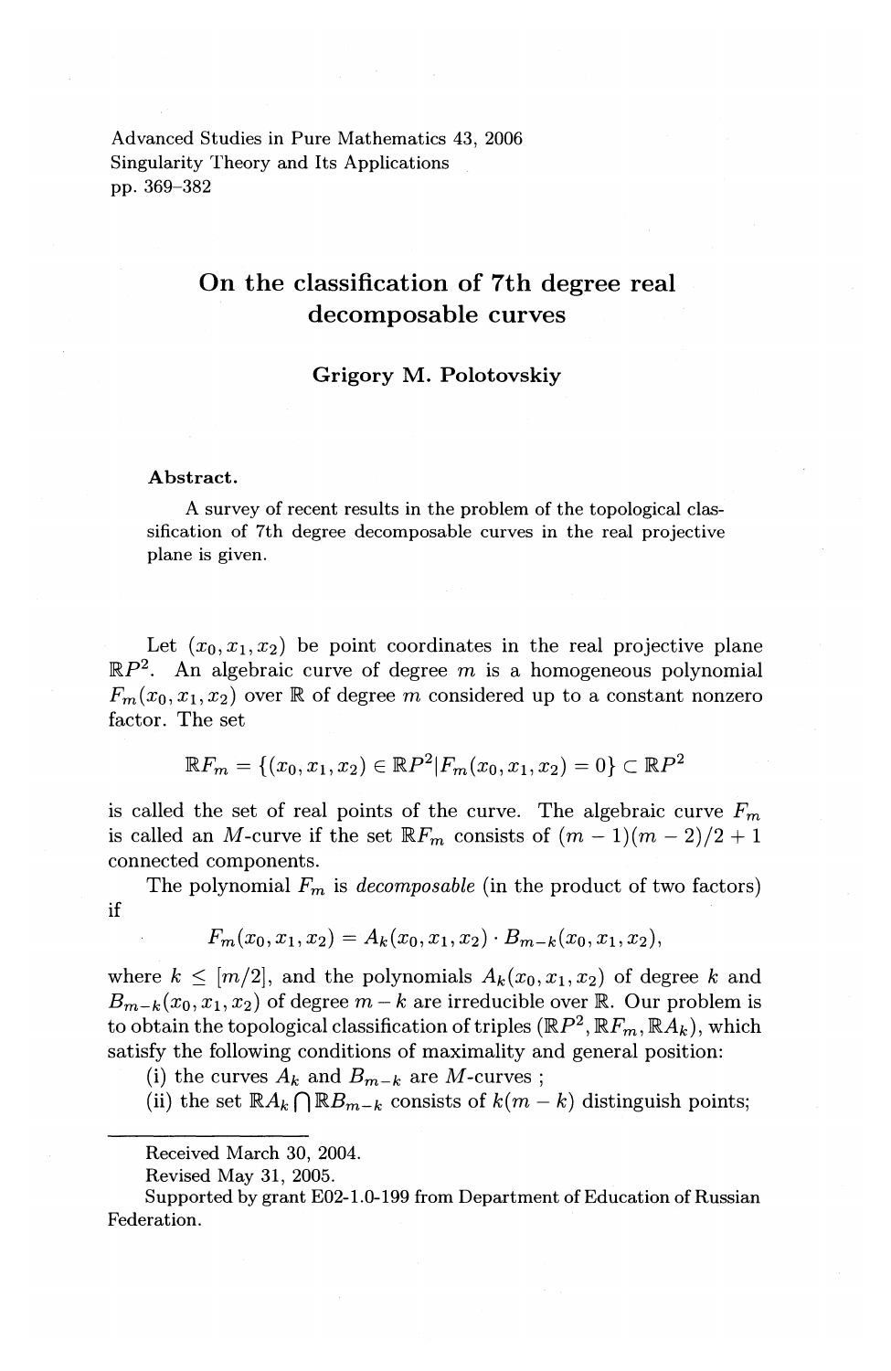Advanced Studies in Pure Mathematics 43, 2006
Singularity Theory and Its Applications
pp. 369–382

# On the classification of 7th degree real decomposable curves

**Grigory M. Polotovskiy**

**Abstract.**

A survey of recent results in the problem of the topological classification of 7th degree decomposable curves in the real projective plane is given.

Let $(x_0, x_1, x_2)$ be point coordinates in the real projective plane $\mathbb{R}P^2$. An algebraic curve of degree $m$ is a homogeneous polynomial $F_m(x_0, x_1, x_2)$ over $\mathbb{R}$ of degree $m$ considered up to a constant nonzero factor. The set

$$\mathbb{R}F_m = \{(x_0, x_1, x_2) \in \mathbb{R}P^2 | F_m(x_0, x_1, x_2) = 0\} \subset \mathbb{R}P^2$$

is called the set of real points of the curve. The algebraic curve $F_m$ is called an $M$-curve if the set $\mathbb{R}F_m$ consists of $(m-1)(m-2)/2 + 1$ connected components.

The polynomial $F_m$ is *decomposable* (in the product of two factors) if

$$F_m(x_0, x_1, x_2) = A_k(x_0, x_1, x_2) \cdot B_{m-k}(x_0, x_1, x_2),$$

where $k \leq [m/2]$, and the polynomials $A_k(x_0, x_1, x_2)$ of degree $k$ and $B_{m-k}(x_0, x_1, x_2)$ of degree $m-k$ are irreducible over $\mathbb{R}$. Our problem is to obtain the topological classification of triples $(\mathbb{R}P^2, \mathbb{R}F_m, \mathbb{R}A_k)$, which satisfy the following conditions of maximality and general position:

(i) the curves $A_k$ and $B_{m-k}$ are $M$-curves ;

(ii) the set $\mathbb{R}A_k \bigcap \mathbb{R}B_{m-k}$ consists of $k(m-k)$ distinguish points;

---

Received March 30, 2004.

Revised May 31, 2005.

Supported by grant E02-1.0-199 from Department of Education of Russian Federation.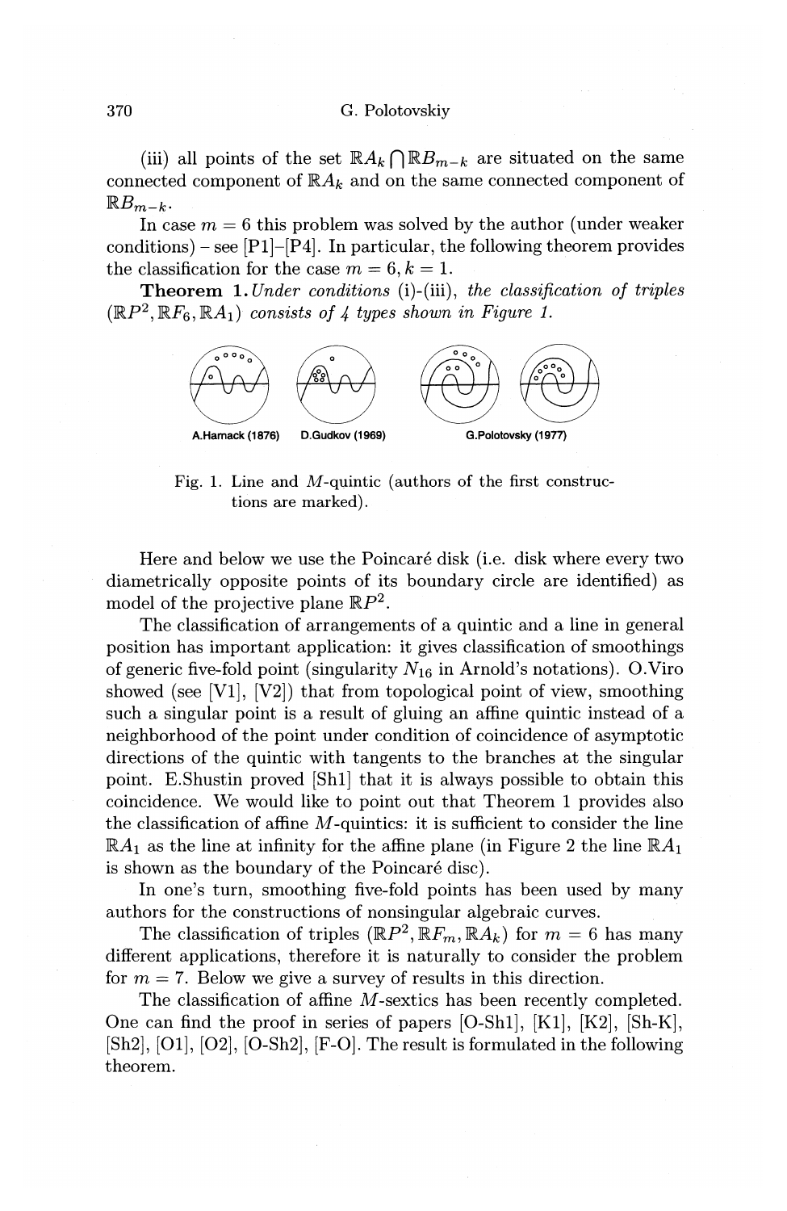(iii) all points of the set $\mathbb{R}A_k \bigcap \mathbb{R}B_{m-k}$ are situated on the same connected component of $\mathbb{R}A_k$ and on the same connected component of $\mathbb{R}B_{m-k}$.

In case $m = 6$ this problem was solved by the author (under weaker conditions) – see [P1]–[P4]. In particular, the following theorem provides the classification for the case $m = 6, k = 1$.

**Theorem 1.** *Under conditions* (i)-(iii), *the classification of triples* $(\mathbb{R}P^2, \mathbb{R}F_6, \mathbb{R}A_1)$ *consists of 4 types shown in Figure 1.*

A.Harnack (1876) D.Gudkov (1969) G.Polotovsky (1977)

Fig. 1. Line and $M$-quintic (authors of the first constructions are marked).

Here and below we use the Poincaré disk (i.e. disk where every two diametrically opposite points of its boundary circle are identified) as model of the projective plane $\mathbb{R}P^2$.

The classification of arrangements of a quintic and a line in general position has important application: it gives classification of smoothings of generic five-fold point (singularity $N_{16}$ in Arnold's notations). O.Viro showed (see [V1], [V2]) that from topological point of view, smoothing such a singular point is a result of gluing an affine quintic instead of a neighborhood of the point under condition of coincidence of asymptotic directions of the quintic with tangents to the branches at the singular point. E.Shustin proved [Sh1] that it is always possible to obtain this coincidence. We would like to point out that Theorem 1 provides also the classification of affine $M$-quintics: it is sufficient to consider the line $\mathbb{R}A_1$ as the line at infinity for the affine plane (in Figure 2 the line $\mathbb{R}A_1$ is shown as the boundary of the Poincaré disc).

In one's turn, smoothing five-fold points has been used by many authors for the constructions of nonsingular algebraic curves.

The classification of triples $(\mathbb{R}P^2, \mathbb{R}F_m, \mathbb{R}A_k)$ for $m = 6$ has many different applications, therefore it is naturally to consider the problem for $m = 7$. Below we give a survey of results in this direction.

The classification of affine $M$-sextics has been recently completed. One can find the proof in series of papers [O-Sh1], [K1], [K2], [Sh-K], [Sh2], [O1], [O2], [O-Sh2], [F-O]. The result is formulated in the following theorem.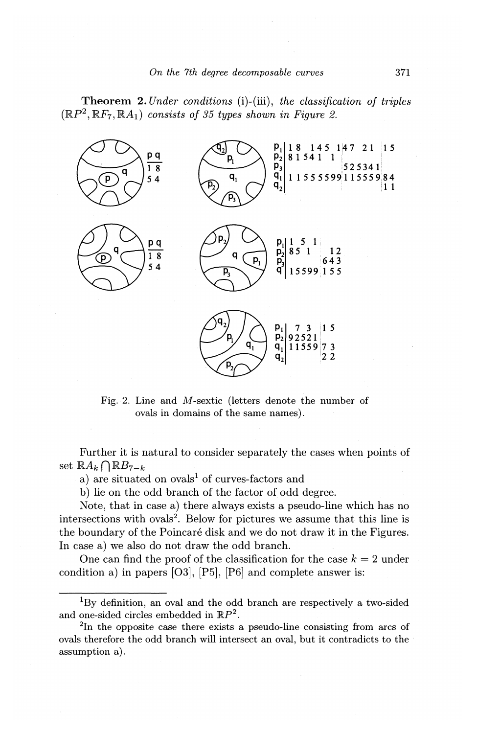**Theorem 2.** *Under conditions* (i)-(iii), *the classification of triples* $(\mathbb{R}P^2, \mathbb{R}F_7, \mathbb{R}A_1)$ *consists of 35 types shown in Figure 2.*

| p | q |
|---|---|
| 1 | 8 |
| 5 | 4 |

| p | q |
|---|---|
| 1 | 8 |
| 5 | 4 |

| | | | | | | | | | | | | | | | | | | | |
|---|---|---|---|---|---|---|---|---|---|---|---|---|---|---|---|---|---|---|---|
| $p_1$ | 1 | 8 | | 1 | 4 | 5 | 1 | 4 | 7 | | 2 | 1 | | 1 | 5 | | | | |
| $p_2$ | 8 | 1 | 5 | 4 | 1 | | 1 | | | | | | | | | | | | |
| $p_3$ | | | | | | | | | 5 | 2 | 5 | 3 | 4 | 1 | | | | | |
| $q_1$ | 1 | 1 | 5 | 5 | 5 | 5 | 9 | 9 | 1 | 1 | 5 | 5 | 5 | 9 | 8 | 4 | | | |
| $q_2$ | | | | | | | | | | | | | | | 1 | 1 | | | |

| | | | | | | | | | |
|---|---|---|---|---|---|---|---|---|---|
| $p_1$ | 1 | 5 | 1 | | | | | | |
| $p_2$ | 8 | 5 | 1 | | 1 | 2 | | | |
| $p_3$ | | | | | 6 | 4 | 3 | | |
| q | 1 | 5 | 5 | 9 | 9 | 1 | 5 | 5 | |

| | | | | | | | |
|---|---|---|---|---|---|---|---|
| $p_1$ | | 7 | 3 | | 1 | 5 | |
| $p_2$ | 9 | 2 | 5 | 2 | 1 | | |
| $q_1$ | 1 | 1 | 5 | 5 | 9 | 7 | 3 |
| $q_2$ | | | | | | 2 | 2 |

Fig. 2. Line and $M$-sextic (letters denote the number of ovals in domains of the same names).

Further it is natural to consider separately the cases when points of set $\mathbb{R}A_k \bigcap \mathbb{R}B_{7-k}$

a) are situated on ovals[1] of curves-factors and

b) lie on the odd branch of the factor of odd degree.

Note, that in case a) there always exists a pseudo-line which has no intersections with ovals[2]. Below for pictures we assume that this line is the boundary of the Poincaré disk and we do not draw it in the Figures. In case a) we also do not draw the odd branch.

One can find the proof of the classification for the case $k = 2$ under condition a) in papers [O3], [P5], [P6] and complete answer is:

---

[1] By definition, an oval and the odd branch are respectively a two-sided and one-sided circles embedded in $\mathbb{R}P^2$.

[2] In the opposite case there exists a pseudo-line consisting from arcs of ovals therefore the odd branch will intersect an oval, but it contradicts to the assumption a).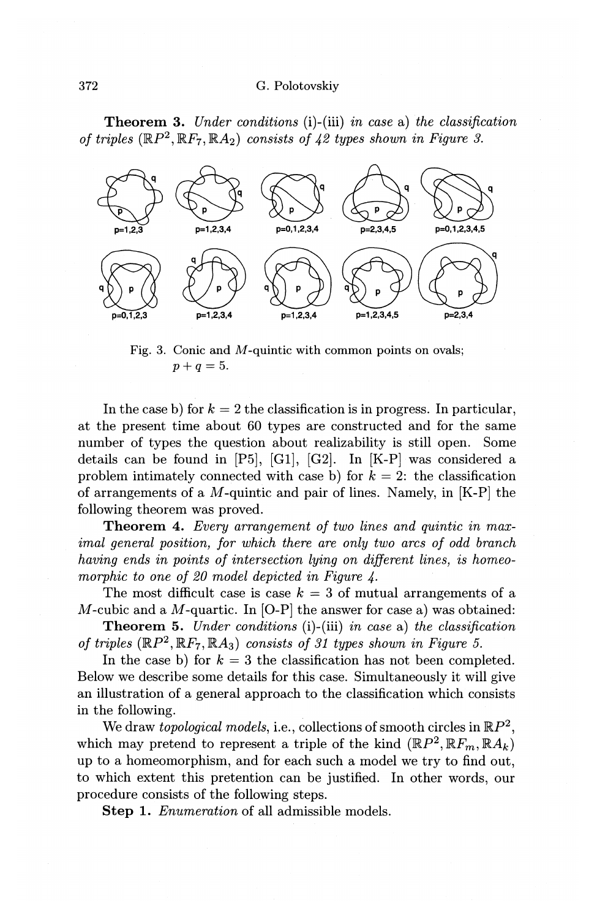**Theorem 3.** *Under conditions* (i)-(iii) *in case* a) *the classification of triples* $(\mathbb{R}P^2, \mathbb{R}F_7, \mathbb{R}A_2)$ *consists of 42 types shown in Figure 3.*

p=1,2,3 p=1,2,3,4 p=0,1,2,3,4 p=2,3,4,5 p=0,1,2,3,4,5

p=0,1,2,3 p=1,2,3,4 p=1,2,3,4 p=1,2,3,4,5 p=2,3,4

Fig. 3. Conic and $M$-quintic with common points on ovals; $p + q = 5$.

In the case b) for $k = 2$ the classification is in progress. In particular, at the present time about 60 types are constructed and for the same number of types the question about realizability is still open. Some details can be found in [P5], [G1], [G2]. In [K-P] was considered a problem intimately connected with case b) for $k = 2$: the classification of arrangements of a $M$-quintic and pair of lines. Namely, in [K-P] the following theorem was proved.

**Theorem 4.** *Every arrangement of two lines and quintic in maximal general position, for which there are only two arcs of odd branch having ends in points of intersection lying on different lines, is homeomorphic to one of 20 model depicted in Figure 4.*

The most difficult case is case $k = 3$ of mutual arrangements of a $M$-cubic and a $M$-quartic. In [O-P] the answer for case a) was obtained:

**Theorem 5.** *Under conditions* (i)-(iii) *in case* a) *the classification of triples* $(\mathbb{R}P^2, \mathbb{R}F_7, \mathbb{R}A_3)$ *consists of 31 types shown in Figure 5.*

In the case b) for $k = 3$ the classification has not been completed. Below we describe some details for this case. Simultaneously it will give an illustration of a general approach to the classification which consists in the following.

We draw *topological models*, i.e., collections of smooth circles in $\mathbb{R}P^2$, which may pretend to represent a triple of the kind $(\mathbb{R}P^2, \mathbb{R}F_m, \mathbb{R}A_k)$ up to a homeomorphism, and for each such a model we try to find out, to which extent this pretention can be justified. In other words, our procedure consists of the following steps.

**Step 1.** *Enumeration* of all admissible models.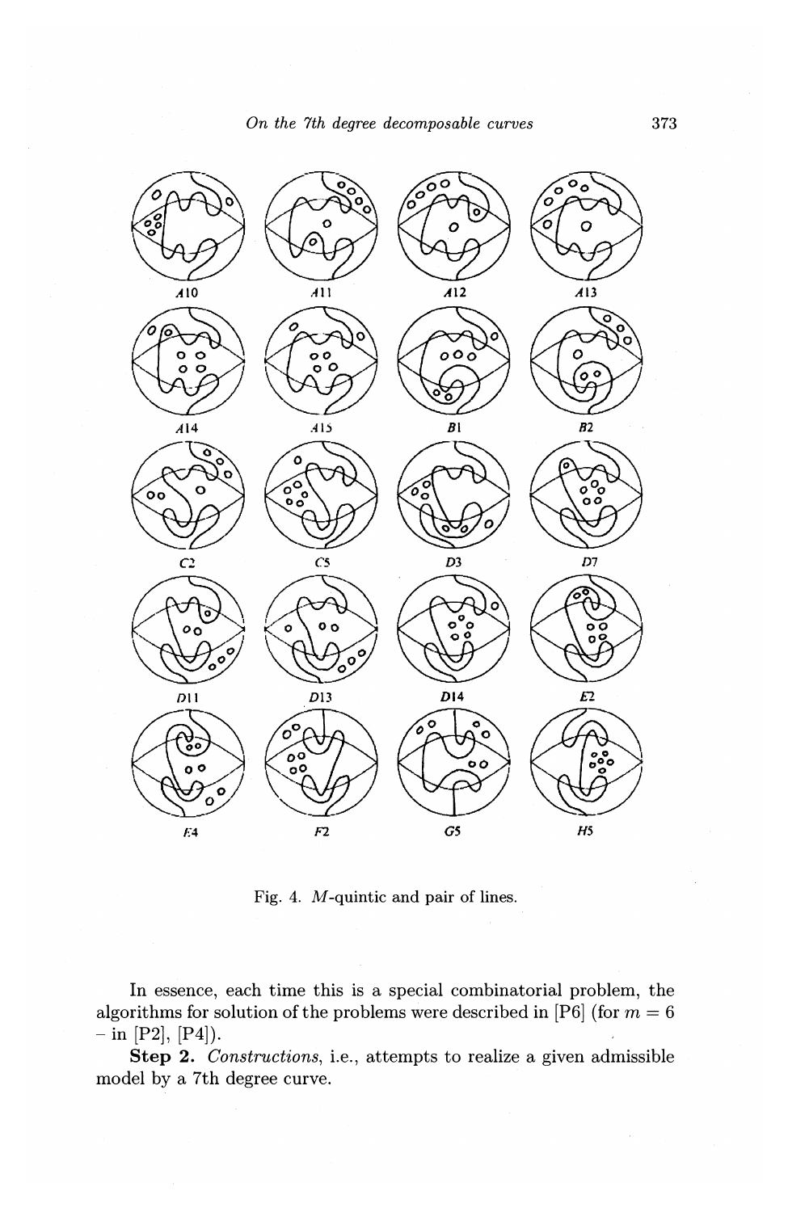A10 A11 A12 A13

A14 A15 B1 B2

C2 C5 D3 D7

D11 D13 D14 E2

E4 F2 G5 H5

Fig. 4. $M$-quintic and pair of lines.

In essence, each time this is a special combinatorial problem, the algorithms for solution of the problems were described in [P6] (for $m = 6$ – in [P2], [P4]).

**Step 2.** *Constructions*, i.e., attempts to realize a given admissible model by a 7th degree curve.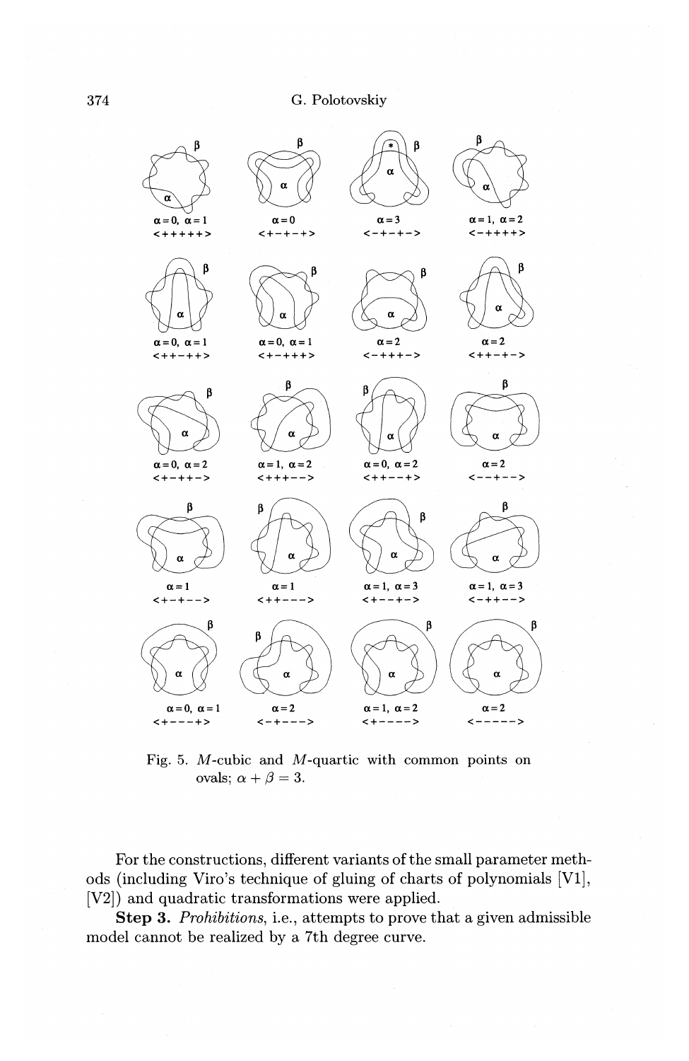$\alpha = 0,\ \alpha = 1$ <+++++>

$\alpha = 0$ <+-+-+>

$\alpha = 3$ <-+-+->

$\alpha = 1,\ \alpha = 2$ <-++++>

$\alpha = 0,\ \alpha = 1$ <++-++>

$\alpha = 0,\ \alpha = 1$ <+-+++>

$\alpha = 2$ <-+++->

$\alpha = 2$ <++-+->

$\alpha = 0,\ \alpha = 2$ <+-++->

$\alpha = 1,\ \alpha = 2$ <+++-->

$\alpha = 0,\ \alpha = 2$ <++--+>

$\alpha = 2$ <--+-->

$\alpha = 1$ <+-+-->

$\alpha = 1$ <++--->

$\alpha = 1,\ \alpha = 3$ <+--+->

$\alpha = 1,\ \alpha = 3$ <-++-->

$\alpha = 0,\ \alpha = 1$ <+---+>

$\alpha = 2$ <-+--->

$\alpha = 1,\ \alpha = 2$ <+---->

$\alpha = 2$ <----->

Fig. 5. $M$-cubic and $M$-quartic with common points on ovals; $\alpha + \beta = 3$.

For the constructions, different variants of the small parameter methods (including Viro's technique of gluing of charts of polynomials [V1], [V2]) and quadratic transformations were applied.

**Step 3.** *Prohibitions*, i.e., attempts to prove that a given admissible model cannot be realized by a 7th degree curve.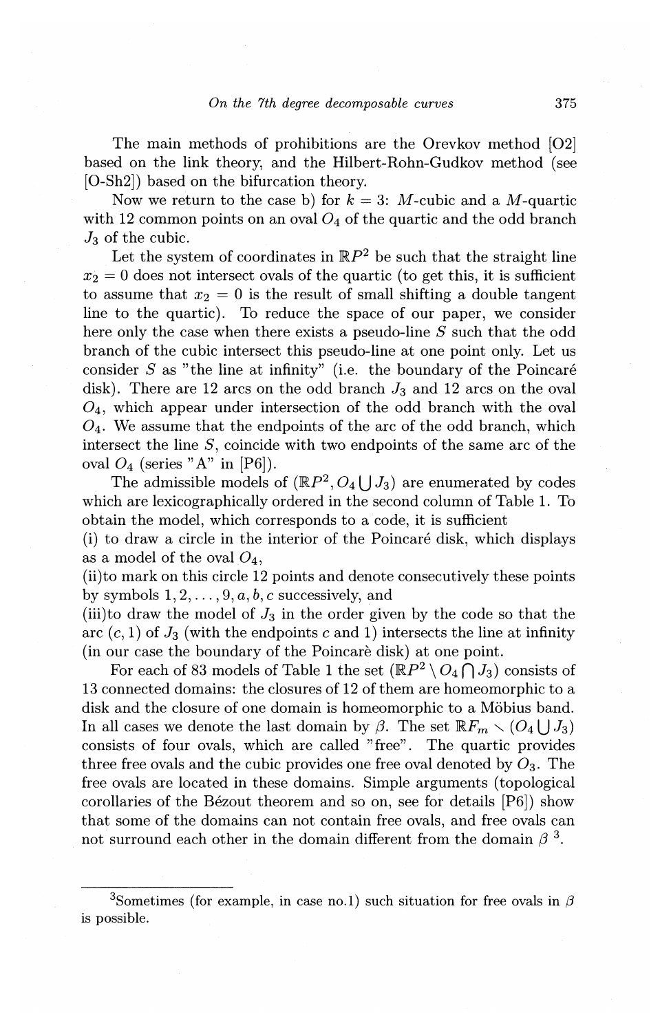The main methods of prohibitions are the Orevkov method [O2] based on the link theory, and the Hilbert-Rohn-Gudkov method (see [O-Sh2]) based on the bifurcation theory.

Now we return to the case b) for $k = 3$: $M$-cubic and a $M$-quartic with 12 common points on an oval $O_4$ of the quartic and the odd branch $J_3$ of the cubic.

Let the system of coordinates in $\mathbb{R}P^2$ be such that the straight line $x_2 = 0$ does not intersect ovals of the quartic (to get this, it is sufficient to assume that $x_2 = 0$ is the result of small shifting a double tangent line to the quartic). To reduce the space of our paper, we consider here only the case when there exists a pseudo-line $S$ such that the odd branch of the cubic intersect this pseudo-line at one point only. Let us consider $S$ as "the line at infinity" (i.e. the boundary of the Poincaré disk). There are 12 arcs on the odd branch $J_3$ and 12 arcs on the oval $O_4$, which appear under intersection of the odd branch with the oval $O_4$. We assume that the endpoints of the arc of the odd branch, which intersect the line $S$, coincide with two endpoints of the same arc of the oval $O_4$ (series "A" in [P6]).

The admissible models of $(\mathbb{R}P^2, O_4 \bigcup J_3)$ are enumerated by codes which are lexicographically ordered in the second column of Table 1. To obtain the model, which corresponds to a code, it is sufficient

(i) to draw a circle in the interior of the Poincaré disk, which displays as a model of the oval $O_4$,

(ii)to mark on this circle 12 points and denote consecutively these points by symbols $1, 2, \ldots, 9, a, b, c$ successively, and

(iii)to draw the model of $J_3$ in the order given by the code so that the arc $(c, 1)$ of $J_3$ (with the endpoints $c$ and 1) intersects the line at infinity (in our case the boundary of the Poincarè disk) at one point.

For each of 83 models of Table 1 the set $(\mathbb{R}P^2 \setminus O_4 \bigcap J_3)$ consists of 13 connected domains: the closures of 12 of them are homeomorphic to a disk and the closure of one domain is homeomorphic to a Möbius band. In all cases we denote the last domain by $\beta$. The set $\mathbb{R}F_m \setminus (O_4 \bigcup J_3)$ consists of four ovals, which are called "free". The quartic provides three free ovals and the cubic provides one free oval denoted by $O_3$. The free ovals are located in these domains. Simple arguments (topological corollaries of the Bézout theorem and so on, see for details [P6]) show that some of the domains can not contain free ovals, and free ovals can not surround each other in the domain different from the domain $\beta$ [3].

---

[3]Sometimes (for example, in case no.1) such situation for free ovals in $\beta$ is possible.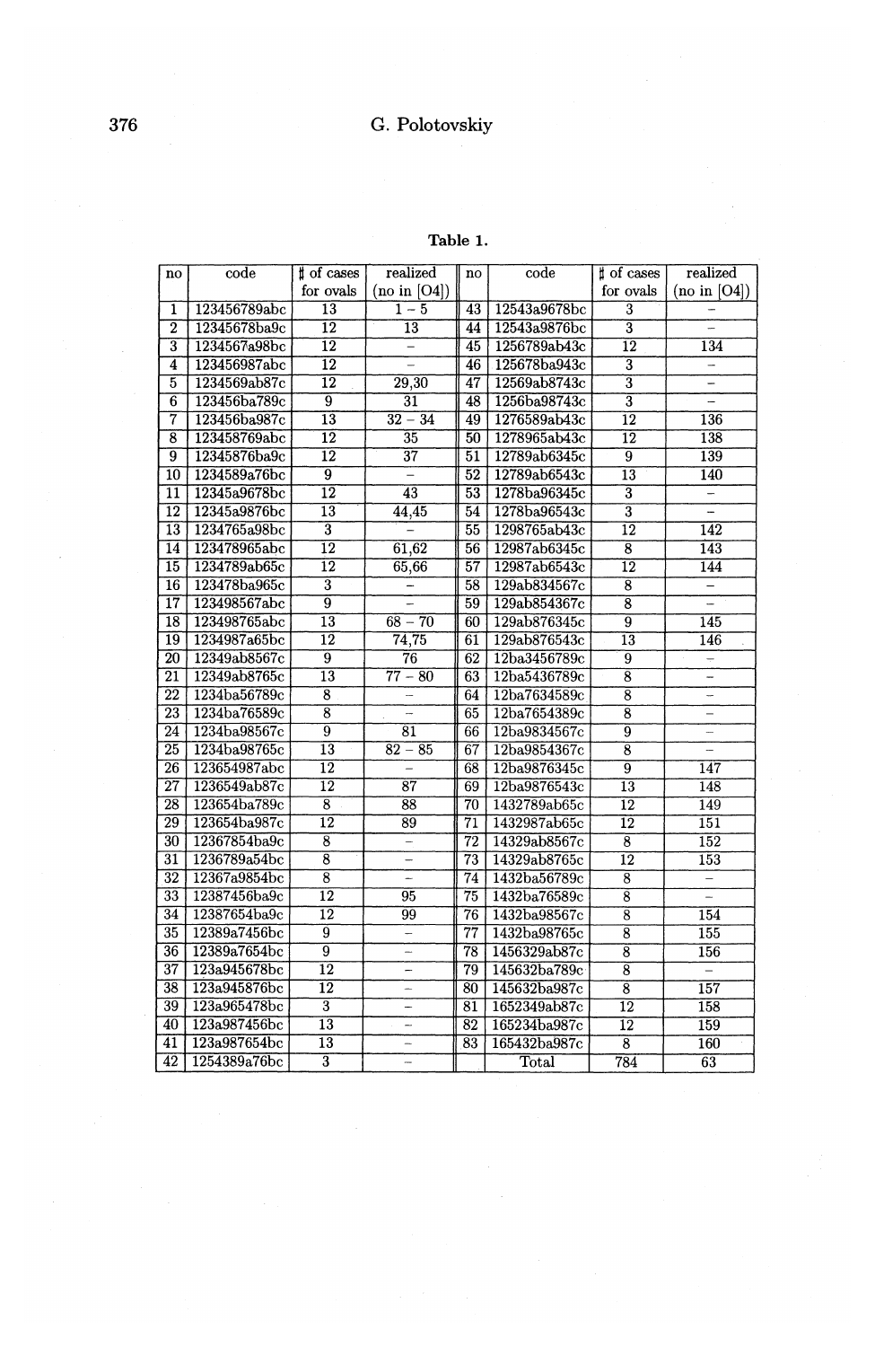**Table 1.**

| no | code | ♯ of cases for ovals | realized (no in [O4]) | no | code | ♯ of cases for ovals | realized (no in [O4]) |
|---|---|---|---|---|---|---|---|
| 1 | 123456789abc | 13 | 1 − 5 | 43 | 12543a9678bc | 3 | − |
| 2 | 12345678ba9c | 12 | 13 | 44 | 12543a9876bc | 3 | − |
| 3 | 1234567a98bc | 12 | − | 45 | 1256789ab43c | 12 | 134 |
| 4 | 123456987abc | 12 | − | 46 | 125678ba943c | 3 | − |
| 5 | 1234569ab87c | 12 | 29,30 | 47 | 12569ab8743c | 3 | − |
| 6 | 123456ba789c | 9 | 31 | 48 | 1256ba98743c | 3 | − |
| 7 | 123456ba987c | 13 | 32 − 34 | 49 | 1276589ab43c | 12 | 136 |
| 8 | 123458769abc | 12 | 35 | 50 | 1278965ab43c | 12 | 138 |
| 9 | 12345876ba9c | 12 | 37 | 51 | 12789ab6345c | 9 | 139 |
| 10 | 1234589a76bc | 9 | − | 52 | 12789ab6543c | 13 | 140 |
| 11 | 12345a9678bc | 12 | 43 | 53 | 1278ba96345c | 3 | − |
| 12 | 12345a9876bc | 13 | 44,45 | 54 | 1278ba96543c | 3 | − |
| 13 | 1234765a98bc | 3 | − | 55 | 1298765ab43c | 12 | 142 |
| 14 | 123478965abc | 12 | 61,62 | 56 | 12987ab6345c | 8 | 143 |
| 15 | 1234789ab65c | 12 | 65,66 | 57 | 12987ab6543c | 12 | 144 |
| 16 | 123478ba965c | 3 | − | 58 | 129ab834567c | 8 | − |
| 17 | 123498567abc | 9 | − | 59 | 129ab854367c | 8 | − |
| 18 | 123498765abc | 13 | 68 − 70 | 60 | 129ab876345c | 9 | 145 |
| 19 | 1234987a65bc | 12 | 74,75 | 61 | 129ab876543c | 13 | 146 |
| 20 | 12349ab8567c | 9 | 76 | 62 | 12ba3456789c | 9 | − |
| 21 | 12349ab8765c | 13 | 77 − 80 | 63 | 12ba5436789c | 8 | − |
| 22 | 1234ba56789c | 8 | − | 64 | 12ba7634589c | 8 | − |
| 23 | 1234ba76589c | 8 | − | 65 | 12ba7654389c | 8 | − |
| 24 | 1234ba98567c | 9 | 81 | 66 | 12ba9834567c | 9 | − |
| 25 | 1234ba98765c | 13 | 82 − 85 | 67 | 12ba9854367c | 8 | − |
| 26 | 123654987abc | 12 | − | 68 | 12ba9876345c | 9 | 147 |
| 27 | 1236549ab87c | 12 | 87 | 69 | 12ba9876543c | 13 | 148 |
| 28 | 123654ba789c | 8 | 88 | 70 | 1432789ab65c | 12 | 149 |
| 29 | 123654ba987c | 12 | 89 | 71 | 1432987ab65c | 12 | 151 |
| 30 | 12367854ba9c | 8 | − | 72 | 14329ab8567c | 8 | 152 |
| 31 | 1236789a54bc | 8 | − | 73 | 14329ab8765c | 12 | 153 |
| 32 | 12367a9854bc | 8 | − | 74 | 1432ba56789c | 8 | − |
| 33 | 12387456ba9c | 12 | 95 | 75 | 1432ba76589c | 8 | − |
| 34 | 12387654ba9c | 12 | 99 | 76 | 1432ba98567c | 8 | 154 |
| 35 | 12389a7456bc | 9 | − | 77 | 1432ba98765c | 8 | 155 |
| 36 | 12389a7654bc | 9 | − | 78 | 1456329ab87c | 8 | 156 |
| 37 | 123a945678bc | 12 | − | 79 | 145632ba789c | 8 | − |
| 38 | 123a945876bc | 12 | − | 80 | 145632ba987c | 8 | 157 |
| 39 | 123a965478bc | 3 | − | 81 | 1652349ab87c | 12 | 158 |
| 40 | 123a987456bc | 13 | − | 82 | 165234ba987c | 12 | 159 |
| 41 | 123a987654bc | 13 | − | 83 | 165432ba987c | 8 | 160 |
| 42 | 1254389a76bc | 3 | − | | Total | 784 | 63 |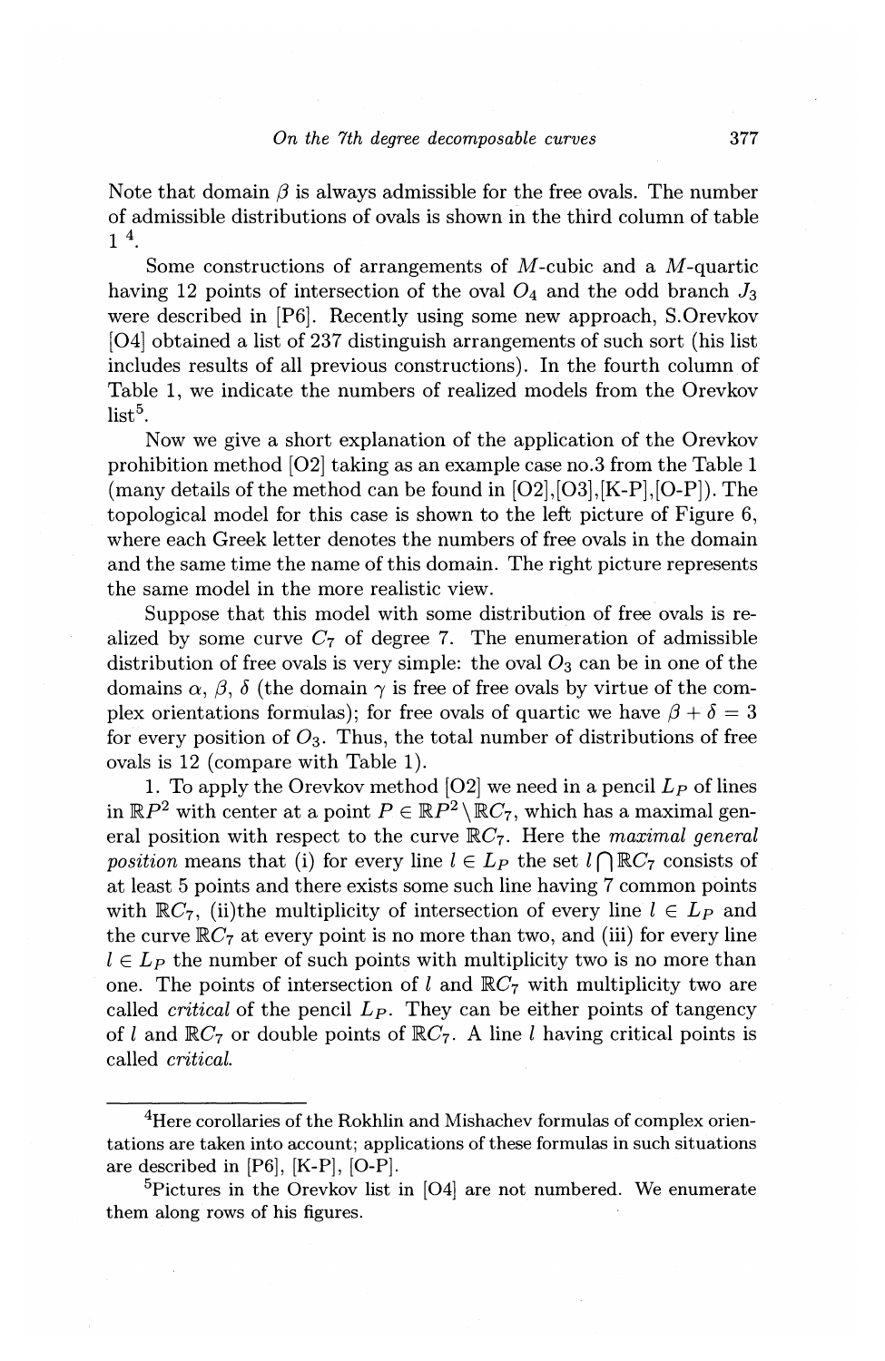Note that domain $\beta$ is always admissible for the free ovals. The number of admissible distributions of ovals is shown in the third column of table 1 [4].

Some constructions of arrangements of $M$-cubic and a $M$-quartic having 12 points of intersection of the oval $O_4$ and the odd branch $J_3$ were described in [P6]. Recently using some new approach, S.Orevkov [O4] obtained a list of 237 distinguish arrangements of such sort (his list includes results of all previous constructions). In the fourth column of Table 1, we indicate the numbers of realized models from the Orevkov list[5].

Now we give a short explanation of the application of the Orevkov prohibition method [O2] taking as an example case no.3 from the Table 1 (many details of the method can be found in [O2],[O3],[K-P],[O-P]). The topological model for this case is shown to the left picture of Figure 6, where each Greek letter denotes the numbers of free ovals in the domain and the same time the name of this domain. The right picture represents the same model in the more realistic view.

Suppose that this model with some distribution of free ovals is realized by some curve $C_7$ of degree 7. The enumeration of admissible distribution of free ovals is very simple: the oval $O_3$ can be in one of the domains $\alpha$, $\beta$, $\delta$ (the domain $\gamma$ is free of free ovals by virtue of the complex orientations formulas); for free ovals of quartic we have $\beta + \delta = 3$ for every position of $O_3$. Thus, the total number of distributions of free ovals is 12 (compare with Table 1).

1. To apply the Orevkov method [O2] we need in a pencil $L_P$ of lines in $\mathbb{R}P^2$ with center at a point $P \in \mathbb{R}P^2 \setminus \mathbb{R}C_7$, which has a maximal general position with respect to the curve $\mathbb{R}C_7$. Here the *maximal general position* means that (i) for every line $l \in L_P$ the set $l \bigcap \mathbb{R}C_7$ consists of at least 5 points and there exists some such line having 7 common points with $\mathbb{R}C_7$, (ii)the multiplicity of intersection of every line $l \in L_P$ and the curve $\mathbb{R}C_7$ at every point is no more than two, and (iii) for every line $l \in L_P$ the number of such points with multiplicity two is no more than one. The points of intersection of $l$ and $\mathbb{R}C_7$ with multiplicity two are called *critical* of the pencil $L_P$. They can be either points of tangency of $l$ and $\mathbb{R}C_7$ or double points of $\mathbb{R}C_7$. A line $l$ having critical points is called *critical.*

---

[4] Here corollaries of the Rokhlin and Mishachev formulas of complex orientations are taken into account; applications of these formulas in such situations are described in [P6], [K-P], [O-P].

[5] Pictures in the Orevkov list in [O4] are not numbered. We enumerate them along rows of his figures.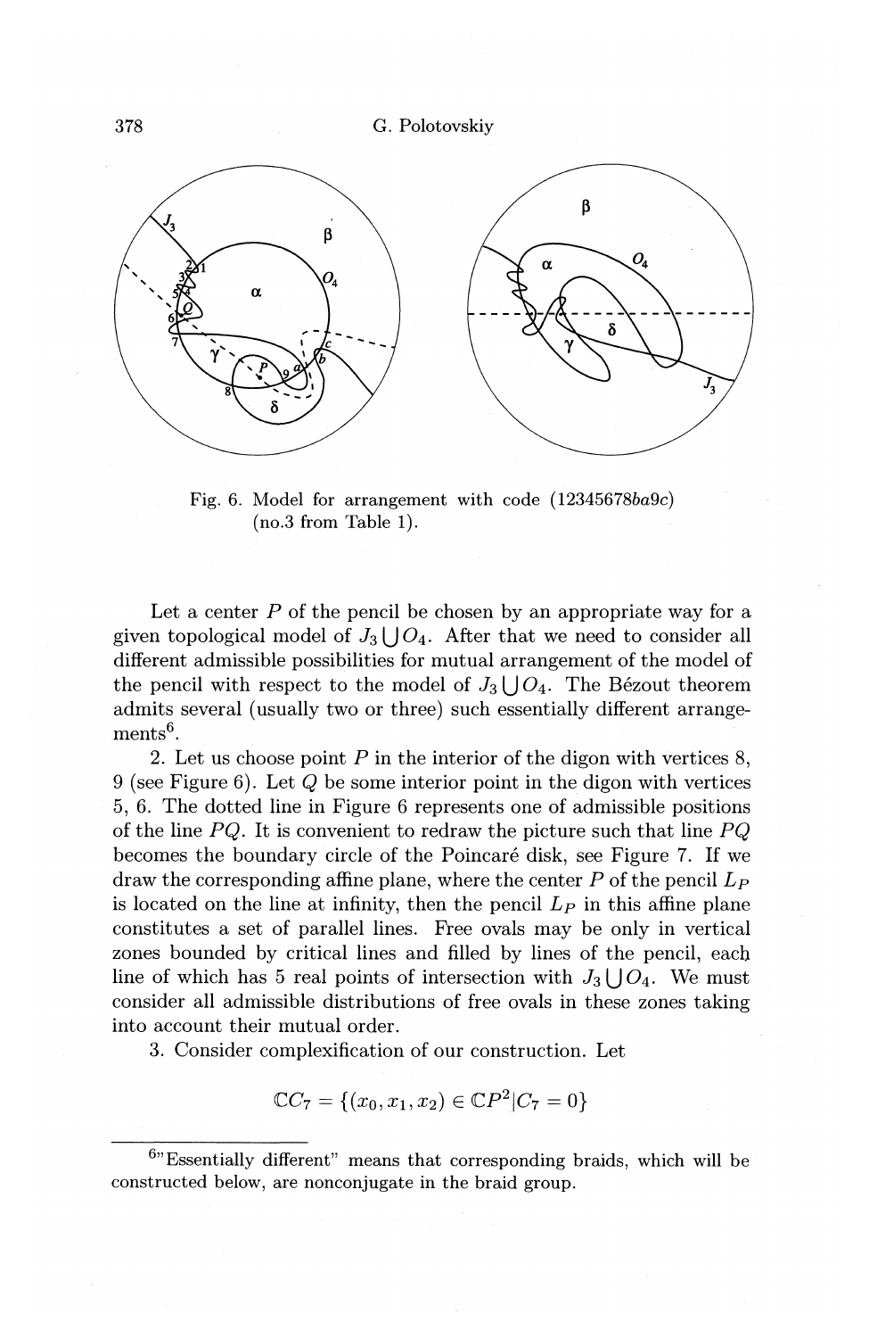Fig. 6. Model for arrangement with code (12345678$ba$9$c$) (no.3 from Table 1).

Let a center $P$ of the pencil be chosen by an appropriate way for a given topological model of $J_3 \bigcup O_4$. After that we need to consider all different admissible possibilities for mutual arrangement of the model of the pencil with respect to the model of $J_3 \bigcup O_4$. The Bézout theorem admits several (usually two or three) such essentially different arrangements[6].

2. Let us choose point $P$ in the interior of the digon with vertices 8, 9 (see Figure 6). Let $Q$ be some interior point in the digon with vertices 5, 6. The dotted line in Figure 6 represents one of admissible positions of the line $PQ$. It is convenient to redraw the picture such that line $PQ$ becomes the boundary circle of the Poincaré disk, see Figure 7. If we draw the corresponding affine plane, where the center $P$ of the pencil $L_P$ is located on the line at infinity, then the pencil $L_P$ in this affine plane constitutes a set of parallel lines. Free ovals may be only in vertical zones bounded by critical lines and filled by lines of the pencil, each line of which has 5 real points of intersection with $J_3 \bigcup O_4$. We must consider all admissible distributions of free ovals in these zones taking into account their mutual order.

3. Consider complexification of our construction. Let

$$\mathbb{C}C_7 = \{(x_0, x_1, x_2) \in \mathbb{C}P^2 | C_7 = 0\}$$

---

[6] "Essentially different" means that corresponding braids, which will be constructed below, are nonconjugate in the braid group.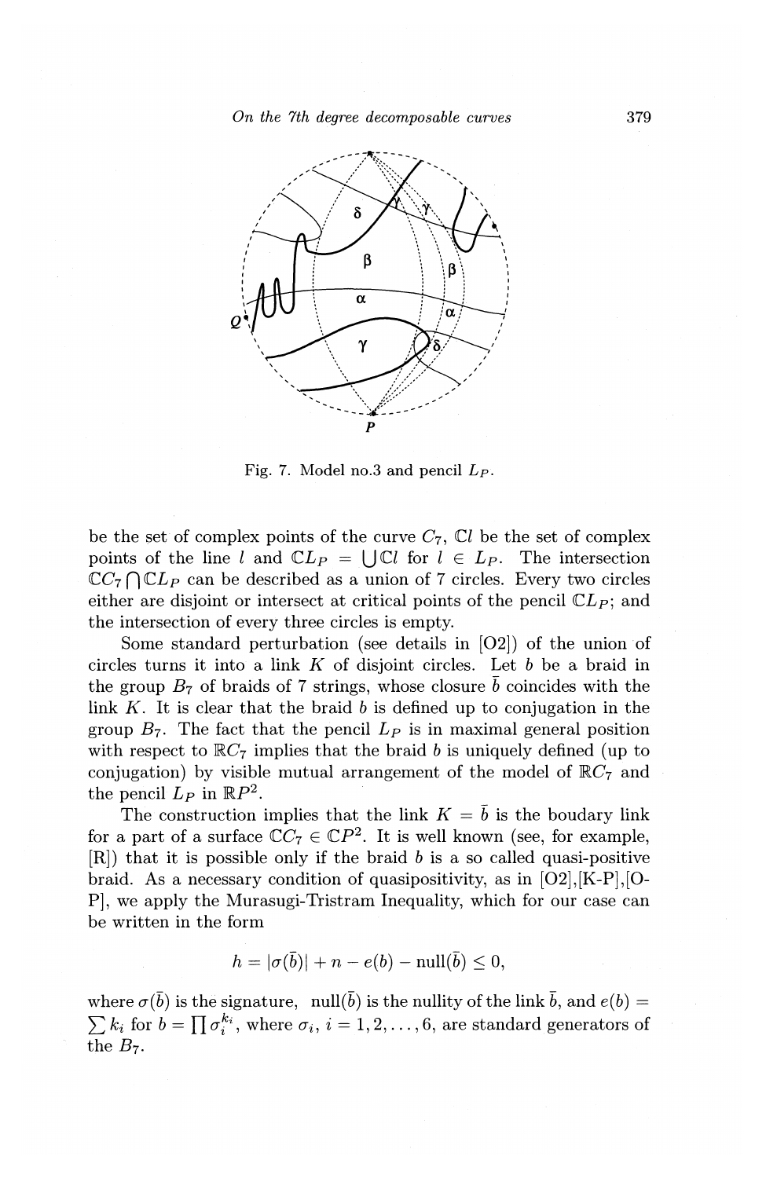Fig. 7. Model no.3 and pencil $L_P$.

be the set of complex points of the curve $C_7$, $\mathbb{C}l$ be the set of complex points of the line $l$ and $\mathbb{C}L_P = \bigcup \mathbb{C}l$ for $l \in L_P$. The intersection $\mathbb{C}C_7 \bigcap \mathbb{C}L_P$ can be described as a union of 7 circles. Every two circles either are disjoint or intersect at critical points of the pencil $\mathbb{C}L_P$; and the intersection of every three circles is empty.

Some standard perturbation (see details in [O2]) of the union of circles turns it into a link $K$ of disjoint circles. Let $b$ be a braid in the group $B_7$ of braids of 7 strings, whose closure $\bar{b}$ coincides with the link $K$. It is clear that the braid $b$ is defined up to conjugation in the group $B_7$. The fact that the pencil $L_P$ is in maximal general position with respect to $\mathbb{R}C_7$ implies that the braid $b$ is uniquely defined (up to conjugation) by visible mutual arrangement of the model of $\mathbb{R}C_7$ and the pencil $L_P$ in $\mathbb{R}P^2$.

The construction implies that the link $K = \bar{b}$ is the boudary link for a part of a surface $\mathbb{C}C_7 \in \mathbb{C}P^2$. It is well known (see, for example, [R]) that it is possible only if the braid $b$ is a so called quasi-positive braid. As a necessary condition of quasipositivity, as in [O2],[K-P],[O-P], we apply the Murasugi-Tristram Inequality, which for our case can be written in the form

$$h = |\sigma(\bar{b})| + n - e(b) - \text{null}(\bar{b}) \leq 0,$$

where $\sigma(\bar{b})$ is the signature, $\text{null}(\bar{b})$ is the nullity of the link $\bar{b}$, and $e(b) = \sum k_i$ for $b = \prod \sigma_i^{k_i}$, where $\sigma_i$, $i = 1, 2, \ldots, 6$, are standard generators of the $B_7$.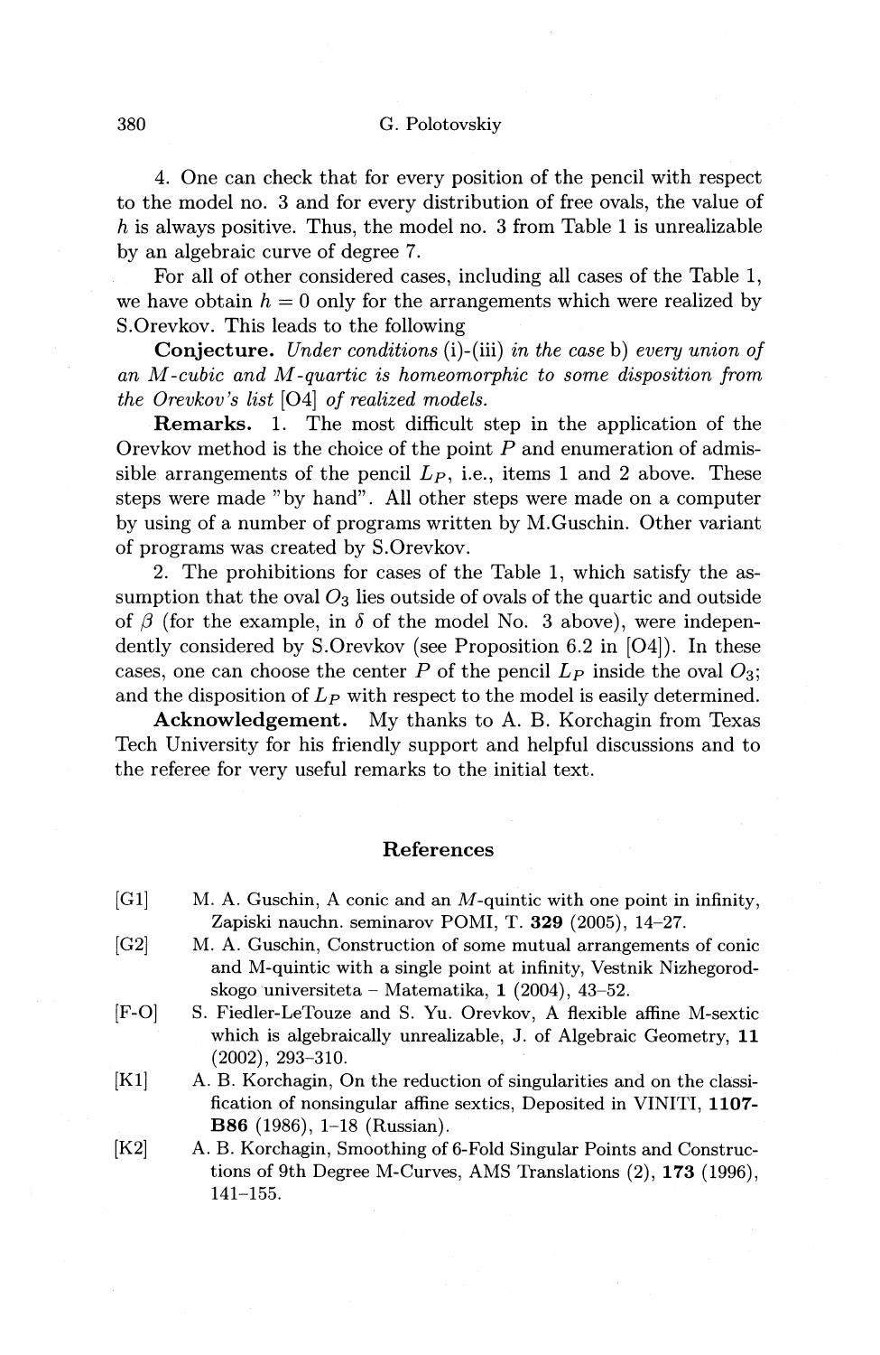4. One can check that for every position of the pencil with respect to the model no. 3 and for every distribution of free ovals, the value of $h$ is always positive. Thus, the model no. 3 from Table 1 is unrealizable by an algebraic curve of degree 7.

For all of other considered cases, including all cases of the Table 1, we have obtain $h = 0$ only for the arrangements which were realized by S.Orevkov. This leads to the following

**Conjecture.** *Under conditions* (i)-(iii) *in the case* b) *every union of an $M$-cubic and $M$-quartic is homeomorphic to some disposition from the Orevkov's list* [O4] *of realized models.*

**Remarks.** 1. The most difficult step in the application of the Orevkov method is the choice of the point $P$ and enumeration of admissible arrangements of the pencil $L_P$, i.e., items 1 and 2 above. These steps were made "by hand". All other steps were made on a computer by using of a number of programs written by M.Guschin. Other variant of programs was created by S.Orevkov.

2. The prohibitions for cases of the Table 1, which satisfy the assumption that the oval $O_3$ lies outside of ovals of the quartic and outside of $\beta$ (for the example, in $\delta$ of the model No. 3 above), were independently considered by S.Orevkov (see Proposition 6.2 in [O4]). In these cases, one can choose the center $P$ of the pencil $L_P$ inside the oval $O_3$; and the disposition of $L_P$ with respect to the model is easily determined.

**Acknowledgement.** My thanks to A. B. Korchagin from Texas Tech University for his friendly support and helpful discussions and to the referee for very useful remarks to the initial text.

## References

[G1] M. A. Guschin, A conic and an $M$-quintic with one point in infinity, Zapiski nauchn. seminarov POMI, T. **329** (2005), 14–27.

[G2] M. A. Guschin, Construction of some mutual arrangements of conic and M-quintic with a single point at infinity, Vestnik Nizhegorodskogo universiteta – Matematika, **1** (2004), 43–52.

[F-O] S. Fiedler-LeTouze and S. Yu. Orevkov, A flexible affine M-sextic which is algebraically unrealizable, J. of Algebraic Geometry, **11** (2002), 293–310.

[K1] A. B. Korchagin, On the reduction of singularities and on the classification of nonsingular affine sextics, Deposited in VINITI, **1107-B86** (1986), 1–18 (Russian).

[K2] A. B. Korchagin, Smoothing of 6-Fold Singular Points and Constructions of 9th Degree M-Curves, AMS Translations (2), **173** (1996), 141–155.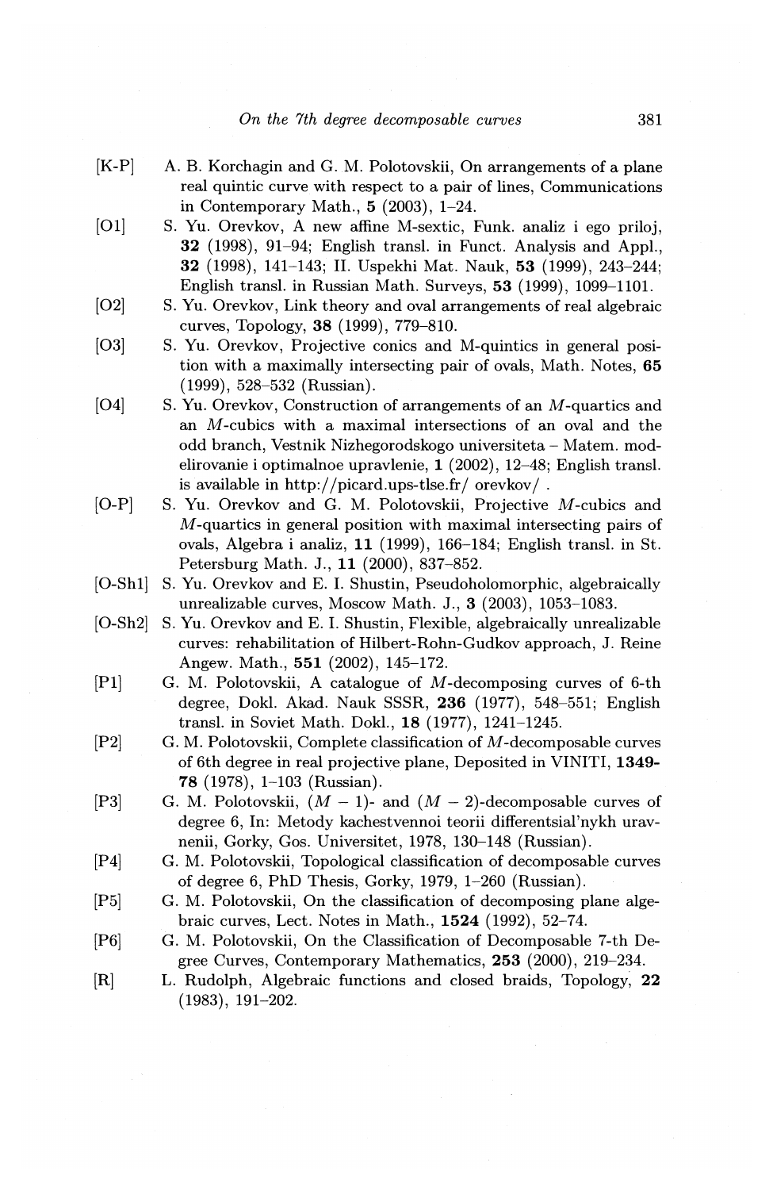[K-P] A. B. Korchagin and G. M. Polotovskii, On arrangements of a plane real quintic curve with respect to a pair of lines, Communications in Contemporary Math., **5** (2003), 1–24.

[O1] S. Yu. Orevkov, A new affine M-sextic, Funk. analiz i ego priloj, **32** (1998), 91–94; English transl. in Funct. Analysis and Appl., **32** (1998), 141–143; II. Uspekhi Mat. Nauk, **53** (1999), 243–244; English transl. in Russian Math. Surveys, **53** (1999), 1099–1101.

[O2] S. Yu. Orevkov, Link theory and oval arrangements of real algebraic curves, Topology, **38** (1999), 779–810.

[O3] S. Yu. Orevkov, Projective conics and M-quintics in general position with a maximally intersecting pair of ovals, Math. Notes, **65** (1999), 528–532 (Russian).

[O4] S. Yu. Orevkov, Construction of arrangements of an $M$-quartics and an $M$-cubics with a maximal intersections of an oval and the odd branch, Vestnik Nizhegorodskogo universiteta – Matem. modelirovanie i optimalnoe upravlenie, **1** (2002), 12–48; English transl. is available in http://picard.ups-tlse.fr/ orevkov/ .

[O-P] S. Yu. Orevkov and G. M. Polotovskii, Projective $M$-cubics and $M$-quartics in general position with maximal intersecting pairs of ovals, Algebra i analiz, **11** (1999), 166–184; English transl. in St. Petersburg Math. J., **11** (2000), 837–852.

[O-Sh1] S. Yu. Orevkov and E. I. Shustin, Pseudoholomorphic, algebraically unrealizable curves, Moscow Math. J., **3** (2003), 1053–1083.

[O-Sh2] S. Yu. Orevkov and E. I. Shustin, Flexible, algebraically unrealizable curves: rehabilitation of Hilbert-Rohn-Gudkov approach, J. Reine Angew. Math., **551** (2002), 145–172.

[P1] G. M. Polotovskii, A catalogue of $M$-decomposing curves of 6-th degree, Dokl. Akad. Nauk SSSR, **236** (1977), 548–551; English transl. in Soviet Math. Dokl., **18** (1977), 1241–1245.

[P2] G. M. Polotovskii, Complete classification of $M$-decomposable curves of 6th degree in real projective plane, Deposited in VINITI, **1349-78** (1978), 1–103 (Russian).

[P3] G. M. Polotovskii, $(M-1)$- and $(M-2)$-decomposable curves of degree 6, In: Metody kachestvennoi teorii differentsial'nykh uravnenii, Gorky, Gos. Universitet, 1978, 130–148 (Russian).

[P4] G. M. Polotovskii, Topological classification of decomposable curves of degree 6, PhD Thesis, Gorky, 1979, 1–260 (Russian).

[P5] G. M. Polotovskii, On the classification of decomposing plane algebraic curves, Lect. Notes in Math., **1524** (1992), 52–74.

[P6] G. M. Polotovskii, On the Classification of Decomposable 7-th Degree Curves, Contemporary Mathematics, **253** (2000), 219–234.

[R] L. Rudolph, Algebraic functions and closed braids, Topology, **22** (1983), 191–202.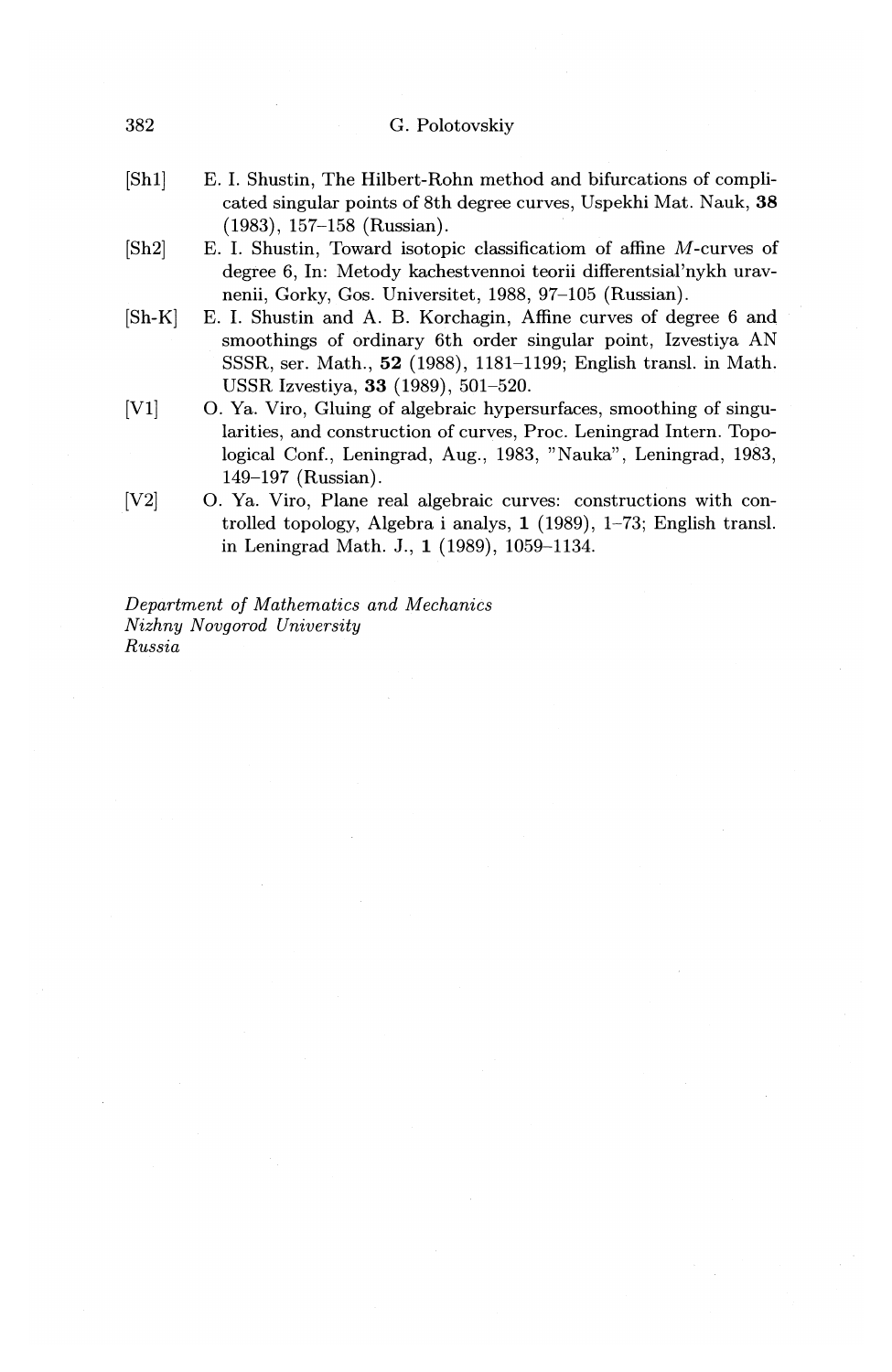[Sh1] E. I. Shustin, The Hilbert-Rohn method and bifurcations of complicated singular points of 8th degree curves, Uspekhi Mat. Nauk, **38** (1983), 157–158 (Russian).

[Sh2] E. I. Shustin, Toward isotopic classificatiom of affine $M$-curves of degree 6, In: Metody kachestvennoi teorii differentsial'nykh uravnenii, Gorky, Gos. Universitet, 1988, 97–105 (Russian).

[Sh-K] E. I. Shustin and A. B. Korchagin, Affine curves of degree 6 and smoothings of ordinary 6th order singular point, Izvestiya AN SSSR, ser. Math., **52** (1988), 1181–1199; English transl. in Math. USSR Izvestiya, **33** (1989), 501–520.

[V1] O. Ya. Viro, Gluing of algebraic hypersurfaces, smoothing of singularities, and construction of curves, Proc. Leningrad Intern. Topological Conf., Leningrad, Aug., 1983, "Nauka", Leningrad, 1983, 149–197 (Russian).

[V2] O. Ya. Viro, Plane real algebraic curves: constructions with controlled topology, Algebra i analys, **1** (1989), 1–73; English transl. in Leningrad Math. J., **1** (1989), 1059–1134.

*Department of Mathematics and Mechanics*
*Nizhny Novgorod University*
*Russia*